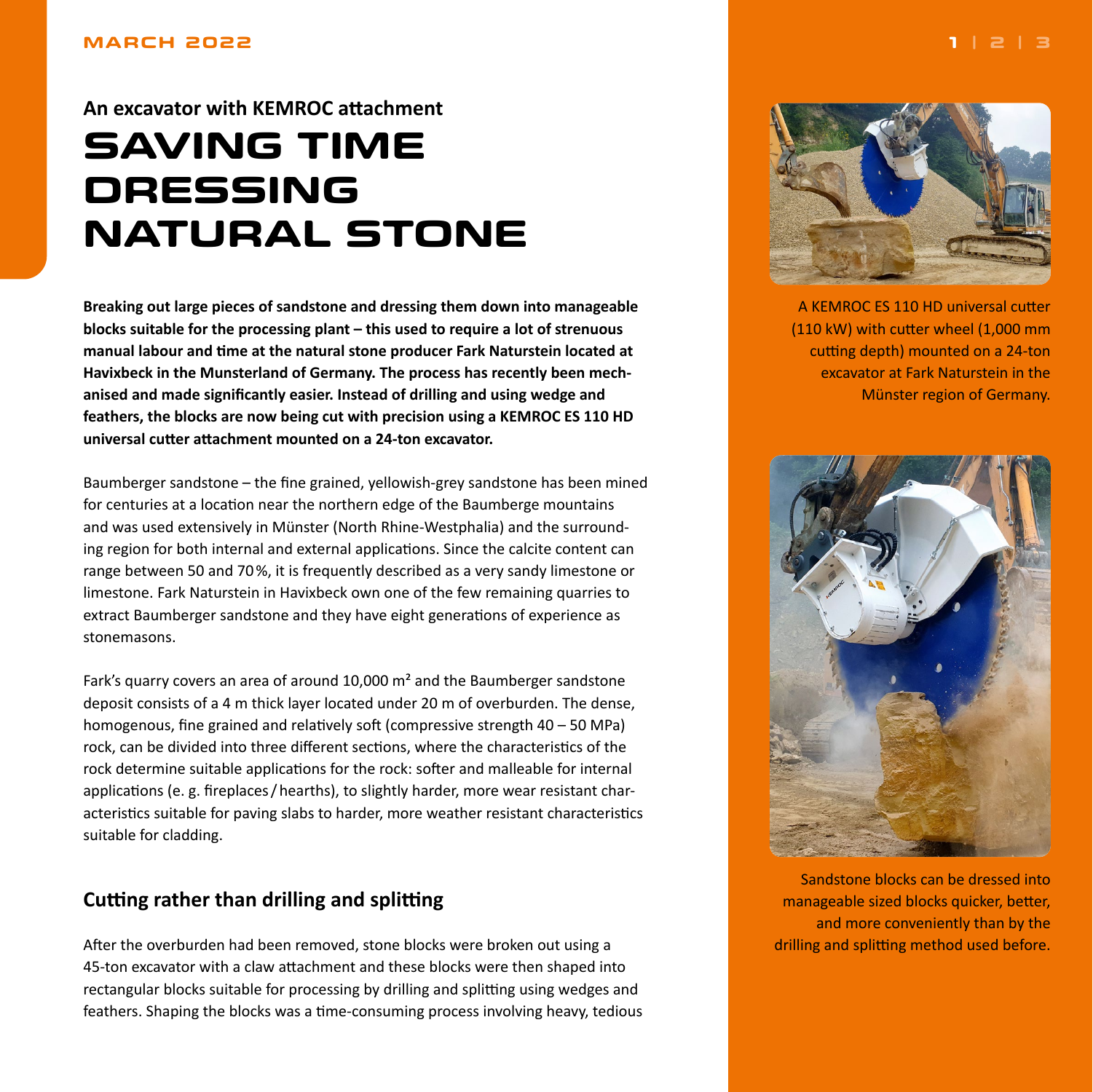An excavator with KEMROC attachment

# SAVING TIME DRESSING NATURAL STONE

**Breaking out large pieces of sandstone and dressing them down into manageable blocks suitable for the processing plant – this used to require a lot of strenuous manual labour and time at the natural stone producer Fark Naturstein located at Havixbeck in the Munsterland of Germany. The process has recently been mechanised and made significantly easier. Instead of drilling and using wedge and feathers, the blocks are now being cut with precision using a KEMROC ES 110 HD universal cutter attachment mounted on a 24-ton excavator.**

Baumberger sandstone – the fine grained, yellowish-grey sandstone has been mined for centuries at a location near the northern edge of the Baumberge mountains and was used extensively in Münster (North Rhine-Westphalia) and the surrounding region for both internal and external applications. Since the calcite content can range between 50 and 70 %, it is frequently described as a very sandy limestone or limestone. Fark Naturstein in Havixbeck own one of the few remaining quarries to extract Baumberger sandstone and they have eight generations of experience as stonemasons.

Fark's quarry covers an area of around 10,000 m² and the Baumberger sandstone deposit consists of a 4 m thick layer located under 20 m of overburden. The dense, homogenous, fine grained and relatively soft (compressive strength 40 – 50 MPa) rock, can be divided into three different sections, where the characteristics of the rock determine suitable applications for the rock: softer and malleable for internal applications (e. g. fireplaces / hearths), to slightly harder, more wear resistant characteristics suitable for paving slabs to harder, more weather resistant characteristics suitable for cladding.

## Cutting rather than drilling and splitting

After the overburden had been removed, stone blocks were broken out using a 45-ton excavator with a claw attachment and these blocks were then shaped into rectangular blocks suitable for processing by drilling and splitting using wedges and feathers. Shaping the blocks was a time-consuming process involving heavy, tedious

A KEMROC ES 110 HD universal cutter (110 kW) with cutter wheel (1,000 mm cutting depth) mounted on a 24-ton excavator at Fark Naturstein in the Münster region of Germany.

Sandstone blocks can be dressed into manageable sized blocks quicker, better, and more conveniently than by the drilling and splitting method used before.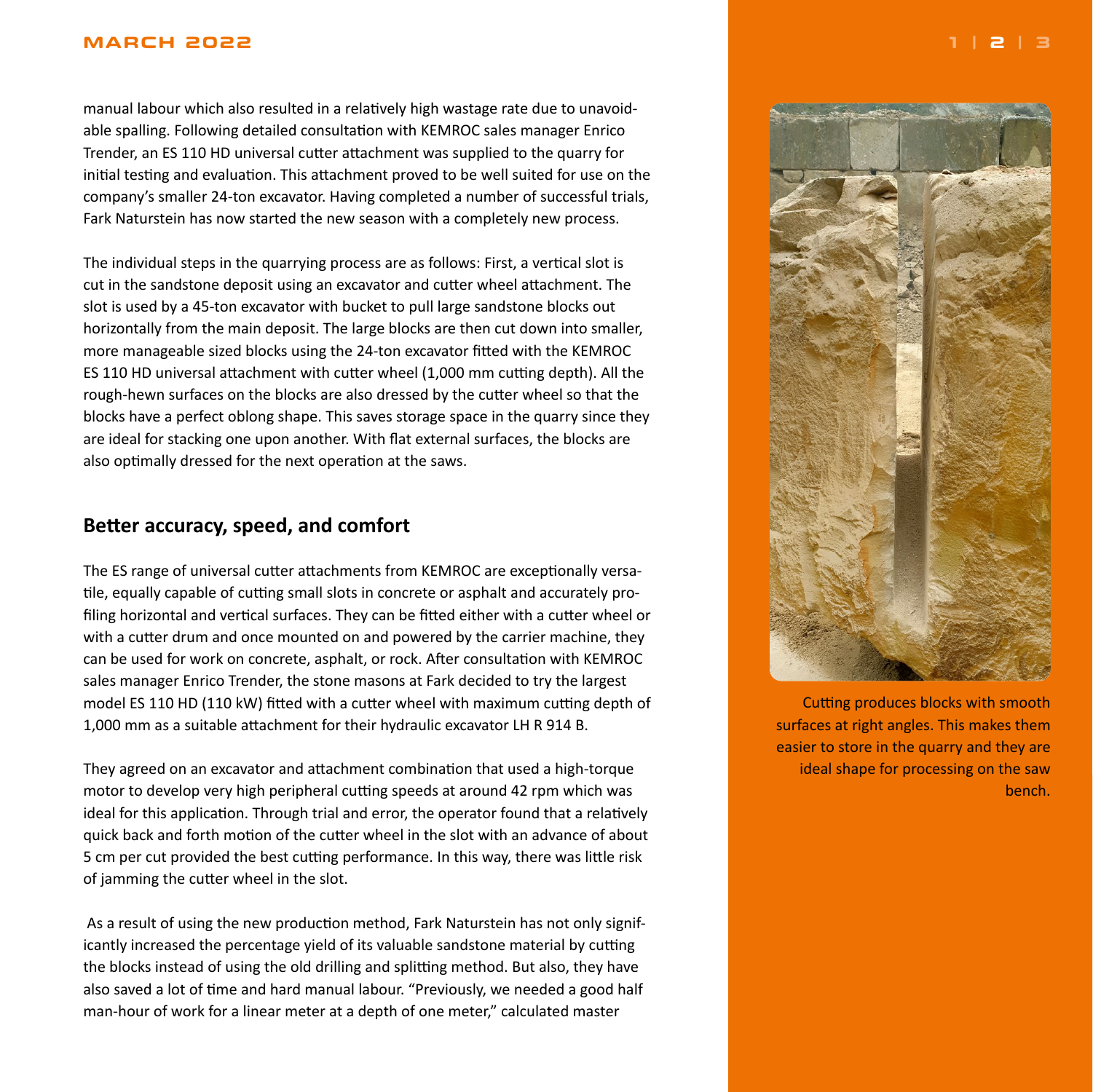manual labour which also resulted in a relatively high wastage rate due to unavoidable spalling. Following detailed consultation with KEMROC sales manager Enrico Trender, an ES 110 HD universal cutter attachment was supplied to the quarry for initial testing and evaluation. This attachment proved to be well suited for use on the company's smaller 24-ton excavator. Having completed a number of successful trials, Fark Naturstein has now started the new season with a completely new process.

The individual steps in the quarrying process are as follows: First, a vertical slot is cut in the sandstone deposit using an excavator and cutter wheel attachment. The slot is used by a 45-ton excavator with bucket to pull large sandstone blocks out horizontally from the main deposit. The large blocks are then cut down into smaller, more manageable sized blocks using the 24-ton excavator fitted with the KEMROC ES 110 HD universal attachment with cutter wheel (1,000 mm cutting depth). All the rough-hewn surfaces on the blocks are also dressed by the cutter wheel so that the blocks have a perfect oblong shape. This saves storage space in the quarry since they are ideal for stacking one upon another. With flat external surfaces, the blocks are also optimally dressed for the next operation at the saws.

## Better accuracy, speed, and comfort

The ES range of universal cutter attachments from KEMROC are exceptionally versatile, equally capable of cutting small slots in concrete or asphalt and accurately profiling horizontal and vertical surfaces. They can be fitted either with a cutter wheel or with a cutter drum and once mounted on and powered by the carrier machine, they can be used for work on concrete, asphalt, or rock. After consultation with KEMROC sales manager Enrico Trender, the stone masons at Fark decided to try the largest model ES 110 HD (110 kW) fitted with a cutter wheel with maximum cutting depth of 1,000 mm as a suitable attachment for their hydraulic excavator LH R 914 B.

They agreed on an excavator and attachment combination that used a high-torque motor to develop very high peripheral cutting speeds at around 42 rpm which was ideal for this application. Through trial and error, the operator found that a relatively quick back and forth motion of the cutter wheel in the slot with an advance of about 5 cm per cut provided the best cutting performance. In this way, there was little risk of jamming the cutter wheel in the slot.

As a result of using the new production method, Fark Naturstein has not only significantly increased the percentage yield of its valuable sandstone material by cutting the blocks instead of using the old drilling and splitting method. But also, they have also saved a lot of time and hard manual labour. "Previously, we needed a good half man-hour of work for a linear meter at a depth of one meter," calculated master

Cutting produces blocks with smooth surfaces at right angles. This makes them easier to store in the quarry and they are ideal shape for processing on the saw bench.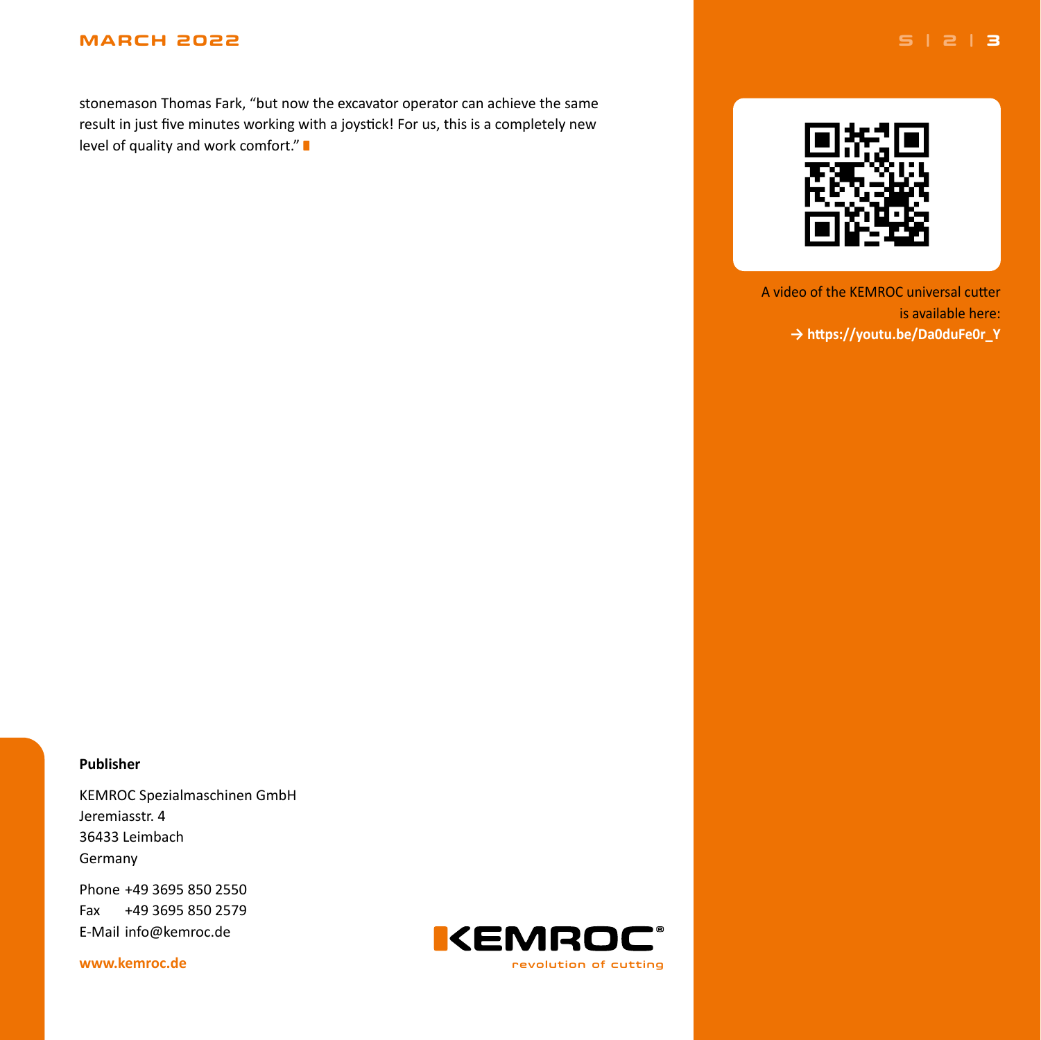stonemason Thomas Fark, “but now the excavator operator can achieve the same result in just five minutes working with a joystick! For us, this is a completely new level of quality and work comfort.”

A video of the KEMROC universal cutter is available here:
→ **https://youtu.be/Da0duFe0r_Y**

**Publisher**

KEMROC Spezialmaschinen GmbH
Jeremiasstr. 4
36433 Leimbach
Germany

Phone +49 3695 850 2550
Fax +49 3695 850 2579
E-Mail info@kemroc.de

**www.kemroc.de**

KEMROC®
revolution of cutting